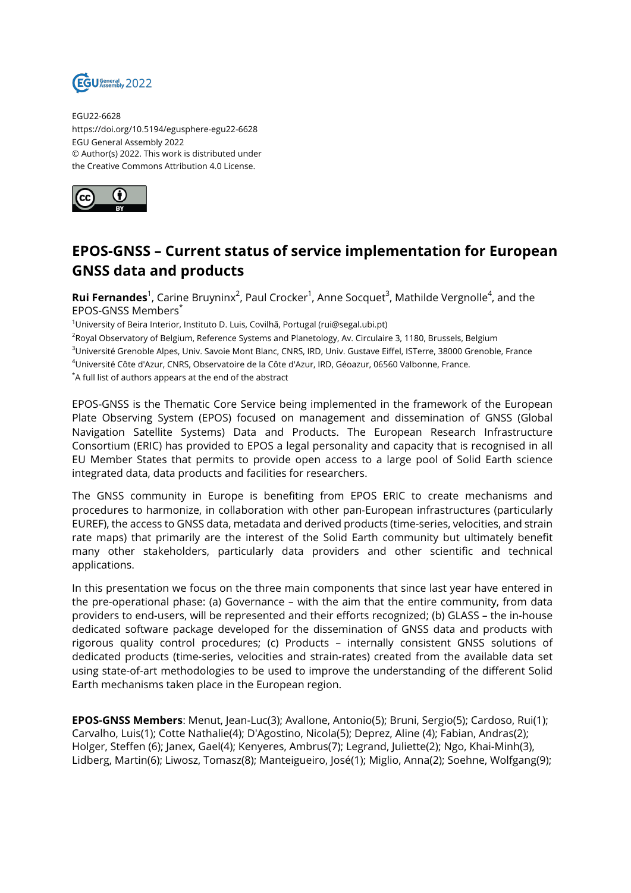EGU22-6628
https://doi.org/10.5194/egusphere-egu22-6628
EGU General Assembly 2022
© Author(s) 2022. This work is distributed under
the Creative Commons Attribution 4.0 License.

# EPOS-GNSS – Current status of service implementation for European GNSS data and products

**Rui Fernandes**[1], Carine Bruyninx[2], Paul Crocker[1], Anne Socquet[3], Mathilde Vergnolle[4], and the EPOS-GNSS Members[*]

[1]University of Beira Interior, Instituto D. Luis, Covilhã, Portugal (rui@segal.ubi.pt)
[2]Royal Observatory of Belgium, Reference Systems and Planetology, Av. Circulaire 3, 1180, Brussels, Belgium
[3]Université Grenoble Alpes, Univ. Savoie Mont Blanc, CNRS, IRD, Univ. Gustave Eiffel, ISTerre, 38000 Grenoble, France
[4]Université Côte d'Azur, CNRS, Observatoire de la Côte d'Azur, IRD, Géoazur, 06560 Valbonne, France.
[*]A full list of authors appears at the end of the abstract

EPOS-GNSS is the Thematic Core Service being implemented in the framework of the European Plate Observing System (EPOS) focused on management and dissemination of GNSS (Global Navigation Satellite Systems) Data and Products. The European Research Infrastructure Consortium (ERIC) has provided to EPOS a legal personality and capacity that is recognised in all EU Member States that permits to provide open access to a large pool of Solid Earth science integrated data, data products and facilities for researchers.

The GNSS community in Europe is benefiting from EPOS ERIC to create mechanisms and procedures to harmonize, in collaboration with other pan-European infrastructures (particularly EUREF), the access to GNSS data, metadata and derived products (time-series, velocities, and strain rate maps) that primarily are the interest of the Solid Earth community but ultimately benefit many other stakeholders, particularly data providers and other scientific and technical applications.

In this presentation we focus on the three main components that since last year have entered in the pre-operational phase: (a) Governance – with the aim that the entire community, from data providers to end-users, will be represented and their efforts recognized; (b) GLASS – the in-house dedicated software package developed for the dissemination of GNSS data and products with rigorous quality control procedures; (c) Products – internally consistent GNSS solutions of dedicated products (time-series, velocities and strain-rates) created from the available data set using state-of-art methodologies to be used to improve the understanding of the different Solid Earth mechanisms taken place in the European region.

**EPOS-GNSS Members**: Menut, Jean-Luc(3); Avallone, Antonio(5); Bruni, Sergio(5); Cardoso, Rui(1); Carvalho, Luis(1); Cotte Nathalie(4); D'Agostino, Nicola(5); Deprez, Aline (4); Fabian, Andras(2); Holger, Steffen (6); Janex, Gael(4); Kenyeres, Ambrus(7); Legrand, Juliette(2); Ngo, Khai-Minh(3), Lidberg, Martin(6); Liwosz, Tomasz(8); Manteigueiro, José(1); Miglio, Anna(2); Soehne, Wolfgang(9);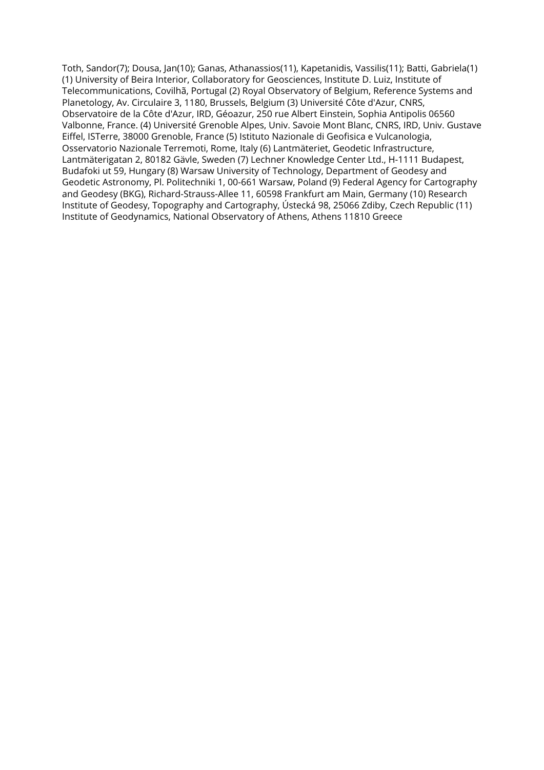Toth, Sandor(7); Dousa, Jan(10); Ganas, Athanassios(11), Kapetanidis, Vassilis(11); Batti, Gabriela(1) (1) University of Beira Interior, Collaboratory for Geosciences, Institute D. Luiz, Institute of Telecommunications, Covilhã, Portugal (2) Royal Observatory of Belgium, Reference Systems and Planetology, Av. Circulaire 3, 1180, Brussels, Belgium (3) Université Côte d'Azur, CNRS, Observatoire de la Côte d'Azur, IRD, Géoazur, 250 rue Albert Einstein, Sophia Antipolis 06560 Valbonne, France. (4) Université Grenoble Alpes, Univ. Savoie Mont Blanc, CNRS, IRD, Univ. Gustave Eiffel, ISTerre, 38000 Grenoble, France (5) Istituto Nazionale di Geofisica e Vulcanologia, Osservatorio Nazionale Terremoti, Rome, Italy (6) Lantmäteriet, Geodetic Infrastructure, Lantmäterigatan 2, 80182 Gävle, Sweden (7) Lechner Knowledge Center Ltd., H-1111 Budapest, Budafoki ut 59, Hungary (8) Warsaw University of Technology, Department of Geodesy and Geodetic Astronomy, Pl. Politechniki 1, 00-661 Warsaw, Poland (9) Federal Agency for Cartography and Geodesy (BKG), Richard-Strauss-Allee 11, 60598 Frankfurt am Main, Germany (10) Research Institute of Geodesy, Topography and Cartography, Ústecká 98, 25066 Zdiby, Czech Republic (11) Institute of Geodynamics, National Observatory of Athens, Athens 11810 Greece